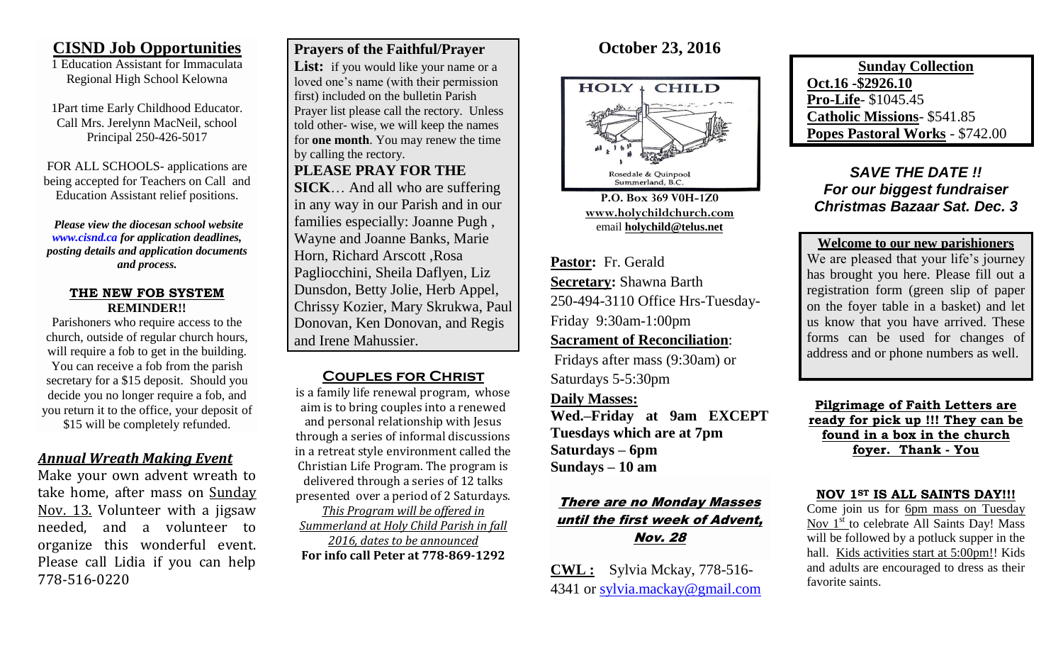## CISND Job Opportunities

1 Education Assistant for Immaculata Regional High School Kelowna

1Part time Early Childhood Educator. Call Mrs. Jerelynn MacNeil, school Principal 250-426-5017

FOR ALL SCHOOLS- applications are being accepted for Teachers on Call and Education Assistant relief positions.

***Please view the diocesan school website www.cisnd.ca for application deadlines, posting details and application documents and process.***

### THE NEW FOB SYSTEM

**REMINDER!!**

Parishioners who require access to the church, outside of regular church hours, will require a fob to get in the building. You can receive a fob from the parish secretary for a $15 deposit. Should you decide you no longer require a fob, and you return it to the office, your deposit of $15 will be completely refunded.

### *Annual Wreath Making Event*

Make your own advent wreath to take home, after mass on Sunday Nov. 13. Volunteer with a jigsaw needed, and a volunteer to organize this wonderful event. Please call Lidia if you can help 778-516-0220

**Prayers of the Faithful/Prayer List:** if you would like your name or a loved one's name (with their permission first) included on the bulletin Parish Prayer list please call the rectory. Unless told other- wise, we will keep the names for **one month**. You may renew the time by calling the rectory.

**PLEASE PRAY FOR THE SICK**… And all who are suffering in any way in our Parish and in our families especially: Joanne Pugh , Wayne and Joanne Banks, Marie Horn, Richard Arscott ,Rosa Pagliocchini, Sheila Daflyen, Liz Dunsdon, Betty Jolie, Herb Appel, Chrissy Kozier, Mary Skrukwa, Paul Donovan, Ken Donovan, and Regis and Irene Mahussier.

### Couples for Christ

is a family life renewal program, whose aim is to bring couples into a renewed and personal relationship with Jesus through a series of informal discussions in a retreat style environment called the Christian Life Program. The program is delivered through a series of 12 talks presented over a period of 2 Saturdays. *This Program will be offered in Summerland at Holy Child Parish in fall 2016, dates to be announced*

**For info call Peter at 778-869-1292**

## October 23, 2016

HOLY CHILD

Rosedale & Quinpool
Summerland, B.C.

**P.O. Box 369 V0H-1Z0**
**www.holychildchurch.com**
email **holychild@telus.net**

**Pastor:** Fr. Gerald

**Secretary:** Shawna Barth

250-494-3110 Office Hrs-Tuesday-Friday 9:30am-1:00pm

**Sacrament of Reconciliation**:

Fridays after mass (9:30am) or Saturdays 5-5:30pm

**Daily Masses:**

**Wed.–Friday at 9am EXCEPT Tuesdays which are at 7pm**

**Saturdays – 6pm**

**Sundays – 10 am**

***There are no Monday Masses until the first week of Advent, Nov. 28***

**CWL :** Sylvia Mckay, 778-516-4341 or sylvia.mackay@gmail.com

**Sunday Collection**

**Oct.16 -$2926.10**

**Pro-Life**- $1045.45

**Catholic Missions**- $541.85

**Popes Pastoral Works** - $742.00

***SAVE THE DATE !!***
***For our biggest fundraiser***
***Christmas Bazaar Sat. Dec. 3***

**Welcome to our new parishioners**

We are pleased that your life's journey has brought you here. Please fill out a registration form (green slip of paper on the foyer table in a basket) and let us know that you have arrived. These forms can be used for changes of address and or phone numbers as well.

**Pilgrimage of Faith Letters are ready for pick up !!! They can be found in a box in the church foyer. Thank - You**

**NOV 1ST IS ALL SAINTS DAY!!!**

Come join us for 6pm mass on Tuesday Nov 1st to celebrate All Saints Day! Mass will be followed by a potluck supper in the hall. Kids activities start at 5:00pm!! Kids and adults are encouraged to dress as their favorite saints.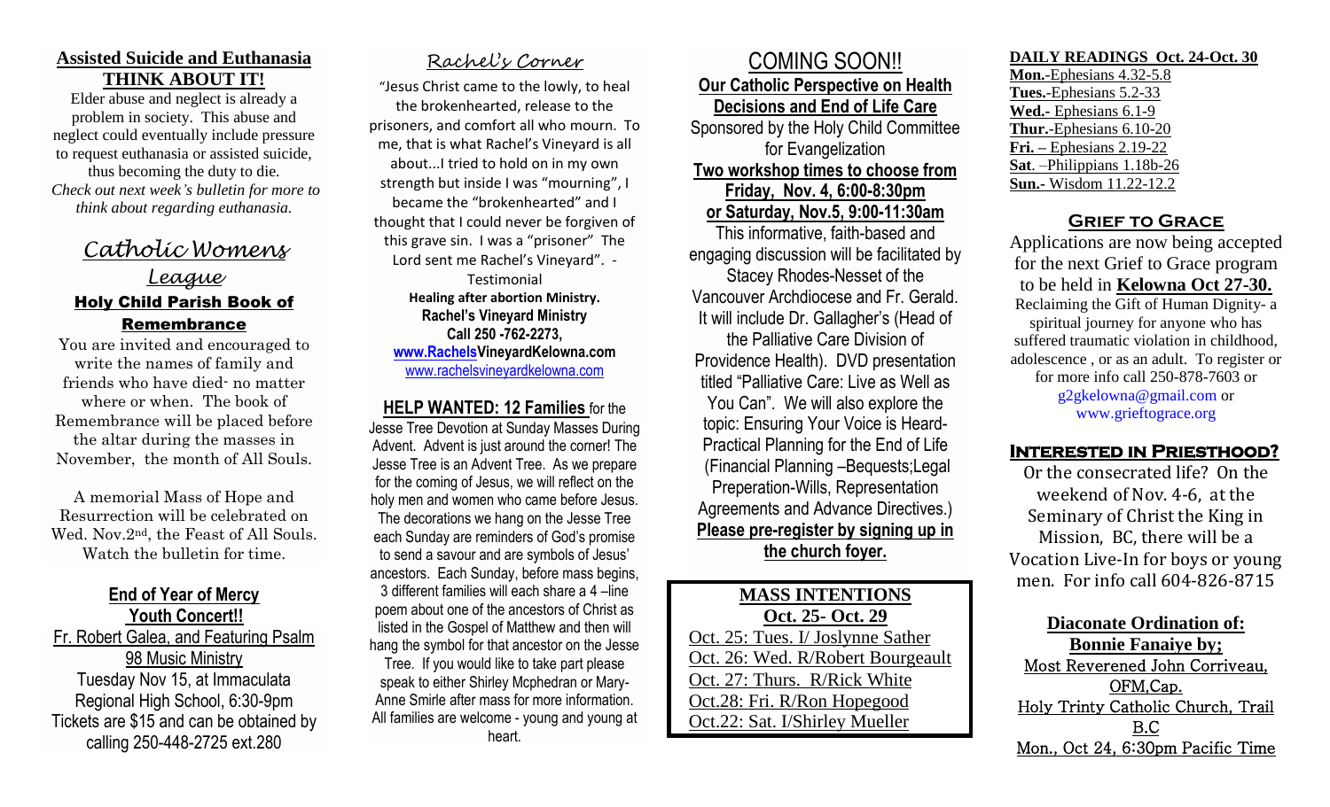## Assisted Suicide and Euthanasia

**THINK ABOUT IT!**

Elder abuse and neglect is already a problem in society. This abuse and neglect could eventually include pressure to request euthanasia or assisted suicide, thus becoming the duty to die.

*Check out next week's bulletin for more to think about regarding euthanasia.*

## *Catholic Womens League*

### Holy Child Parish Book of Remembrance

You are invited and encouraged to write the names of family and friends who have died- no matter where or when. The book of Remembrance will be placed before the altar during the masses in November, the month of All Souls.

A memorial Mass of Hope and Resurrection will be celebrated on Wed. Nov.2nd, the Feast of All Souls. Watch the bulletin for time.

### End of Year of Mercy Youth Concert!!

Fr. Robert Galea, and Featuring Psalm 98 Music Ministry

Tuesday Nov 15, at Immaculata Regional High School, 6:30-9pm

Tickets are $15 and can be obtained by calling 250-448-2725 ext.280

## Rachel's Corner

"Jesus Christ came to the lowly, to heal the brokenhearted, release to the prisoners, and comfort all who mourn. To me, that is what Rachel's Vineyard is all about...I tried to hold on in my own strength but inside I was "mourning", I became the "brokenhearted" and I thought that I could never be forgiven of this grave sin. I was a "prisoner" The Lord sent me Rachel's Vineyard". - Testimonial

**Healing after abortion Ministry.**
**Rachel's Vineyard Ministry**
**Call 250 -762-2273,**
**www.RachelsVineyardKelowna.com**
www.rachelsvineyardkelowna.com

**HELP WANTED: 12 Families** for the Jesse Tree Devotion at Sunday Masses During Advent. Advent is just around the corner! The Jesse Tree is an Advent Tree. As we prepare for the coming of Jesus, we will reflect on the holy men and women who came before Jesus. The decorations we hang on the Jesse Tree each Sunday are reminders of God's promise to send a savour and are symbols of Jesus' ancestors. Each Sunday, before mass begins, 3 different families will each share a 4 –line poem about one of the ancestors of Christ as listed in the Gospel of Matthew and then will hang the symbol for that ancestor on the Jesse Tree. If you would like to take part please speak to either Shirley Mcphedran or Mary-Anne Smirle after mass for more information. All families are welcome - young and young at heart.

## COMING SOON!!

**Our Catholic Perspective on Health Decisions and End of Life Care**

Sponsored by the Holy Child Committee for Evangelization

**Two workshop times to choose from**
**Friday, Nov. 4, 6:00-8:30pm**
**or Saturday, Nov.5, 9:00-11:30am**

This informative, faith-based and engaging discussion will be facilitated by Stacey Rhodes-Nesset of the Vancouver Archdiocese and Fr. Gerald. It will include Dr. Gallagher's (Head of the Palliative Care Division of Providence Health). DVD presentation titled "Palliative Care: Live as Well as You Can". We will also explore the topic: Ensuring Your Voice is Heard- Practical Planning for the End of Life (Financial Planning –Bequests;Legal Preperation-Wills, Representation Agreements and Advance Directives.)

**Please pre-register by signing up in the church foyer.**

### MASS INTENTIONS
**Oct. 25- Oct. 29**

Oct. 25: Tues. I/ Joslynne Sather
Oct. 26: Wed. R/Robert Bourgeault
Oct. 27: Thurs. R/Rick White
Oct.28: Fri. R/Ron Hopegood
Oct.22: Sat. I/Shirley Mueller

### DAILY READINGS Oct. 24-Oct. 30

**Mon.**-Ephesians 4.32-5.8
**Tues.**-Ephesians 5.2-33
**Wed.**- Ephesians 6.1-9
**Thur.**-Ephesians 6.10-20
**Fri.** – Ephesians 2.19-22
**Sat**. –Philippians 1.18b-26
**Sun.**- Wisdom 11.22-12.2

### Grief to Grace

Applications are now being accepted for the next Grief to Grace program to be held in **Kelowna Oct 27-30.**

Reclaiming the Gift of Human Dignity- a spiritual journey for anyone who has suffered traumatic violation in childhood, adolescence , or as an adult. To register or for more info call 250-878-7603 or g2gkelowna@gmail.com or www.grieftograce.org

### Interested in Priesthood?

Or the consecrated life? On the weekend of Nov. 4-6, at the Seminary of Christ the King in Mission, BC, there will be a Vocation Live-In for boys or young men. For info call 604-826-8715

**Diaconate Ordination of:**
**Bonnie Fanaiye by;**

Most Reverened John Corriveau, OFM,Cap.
Holy Trinty Catholic Church, Trail B.C
Mon., Oct 24, 6:30pm Pacific Time